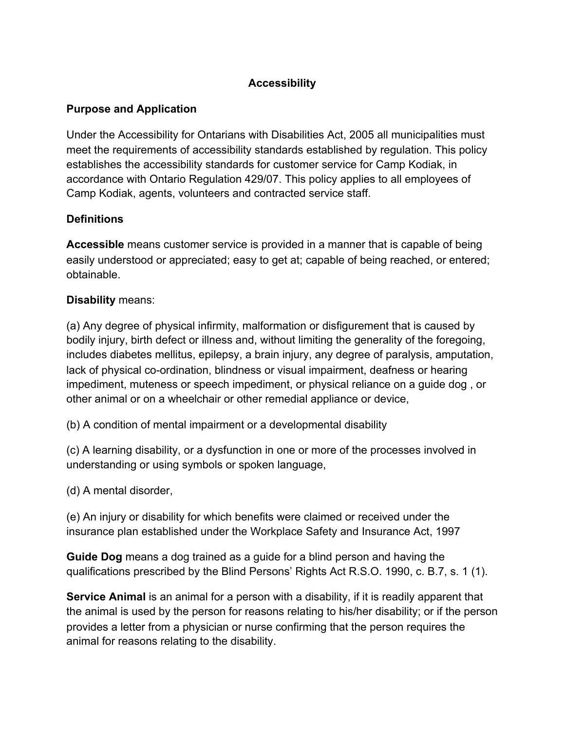# Accessibility

## Purpose and Application

Under the Accessibility for Ontarians with Disabilities Act, 2005 all municipalities must meet the requirements of accessibility standards established by regulation. This policy establishes the accessibility standards for customer service for Camp Kodiak, in accordance with Ontario Regulation 429/07. This policy applies to all employees of Camp Kodiak, agents, volunteers and contracted service staff.

## Definitions

**Accessible** means customer service is provided in a manner that is capable of being easily understood or appreciated; easy to get at; capable of being reached, or entered; obtainable.

**Disability** means:

(a) Any degree of physical infirmity, malformation or disfigurement that is caused by bodily injury, birth defect or illness and, without limiting the generality of the foregoing, includes diabetes mellitus, epilepsy, a brain injury, any degree of paralysis, amputation, lack of physical co-ordination, blindness or visual impairment, deafness or hearing impediment, muteness or speech impediment, or physical reliance on a guide dog , or other animal or on a wheelchair or other remedial appliance or device,

(b) A condition of mental impairment or a developmental disability

(c) A learning disability, or a dysfunction in one or more of the processes involved in understanding or using symbols or spoken language,

(d) A mental disorder,

(e) An injury or disability for which benefits were claimed or received under the insurance plan established under the Workplace Safety and Insurance Act, 1997

**Guide Dog** means a dog trained as a guide for a blind person and having the qualifications prescribed by the Blind Persons' Rights Act R.S.O. 1990, c. B.7, s. 1 (1).

**Service Animal** is an animal for a person with a disability, if it is readily apparent that the animal is used by the person for reasons relating to his/her disability; or if the person provides a letter from a physician or nurse confirming that the person requires the animal for reasons relating to the disability.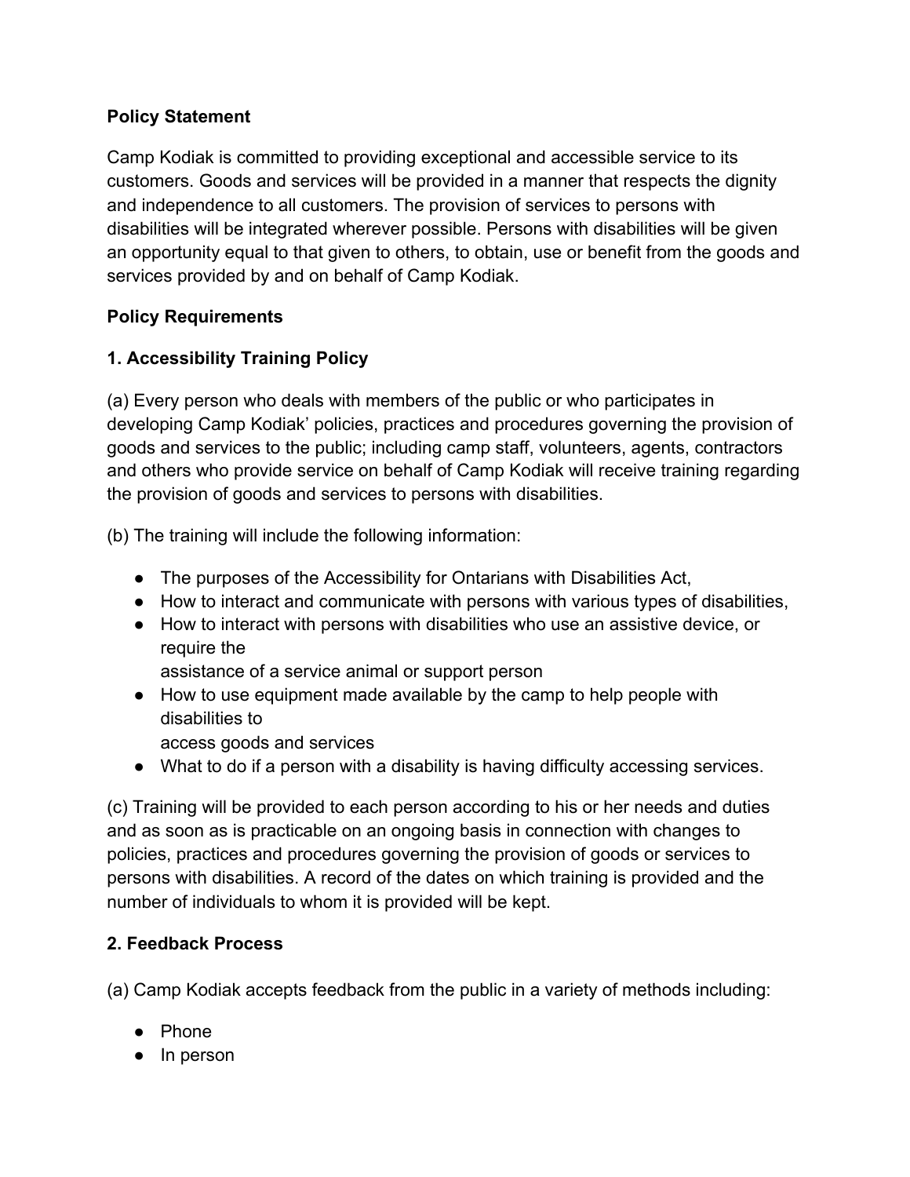**Policy Statement**

Camp Kodiak is committed to providing exceptional and accessible service to its customers. Goods and services will be provided in a manner that respects the dignity and independence to all customers. The provision of services to persons with disabilities will be integrated wherever possible. Persons with disabilities will be given an opportunity equal to that given to others, to obtain, use or benefit from the goods and services provided by and on behalf of Camp Kodiak.

**Policy Requirements**

**1. Accessibility Training Policy**

(a) Every person who deals with members of the public or who participates in developing Camp Kodiak' policies, practices and procedures governing the provision of goods and services to the public; including camp staff, volunteers, agents, contractors and others who provide service on behalf of Camp Kodiak will receive training regarding the provision of goods and services to persons with disabilities.

(b) The training will include the following information:

- The purposes of the Accessibility for Ontarians with Disabilities Act,
- How to interact and communicate with persons with various types of disabilities,
- How to interact with persons with disabilities who use an assistive device, or require the assistance of a service animal or support person
- How to use equipment made available by the camp to help people with disabilities to access goods and services
- What to do if a person with a disability is having difficulty accessing services.

(c) Training will be provided to each person according to his or her needs and duties and as soon as is practicable on an ongoing basis in connection with changes to policies, practices and procedures governing the provision of goods or services to persons with disabilities. A record of the dates on which training is provided and the number of individuals to whom it is provided will be kept.

**2. Feedback Process**

(a) Camp Kodiak accepts feedback from the public in a variety of methods including:

- Phone
- In person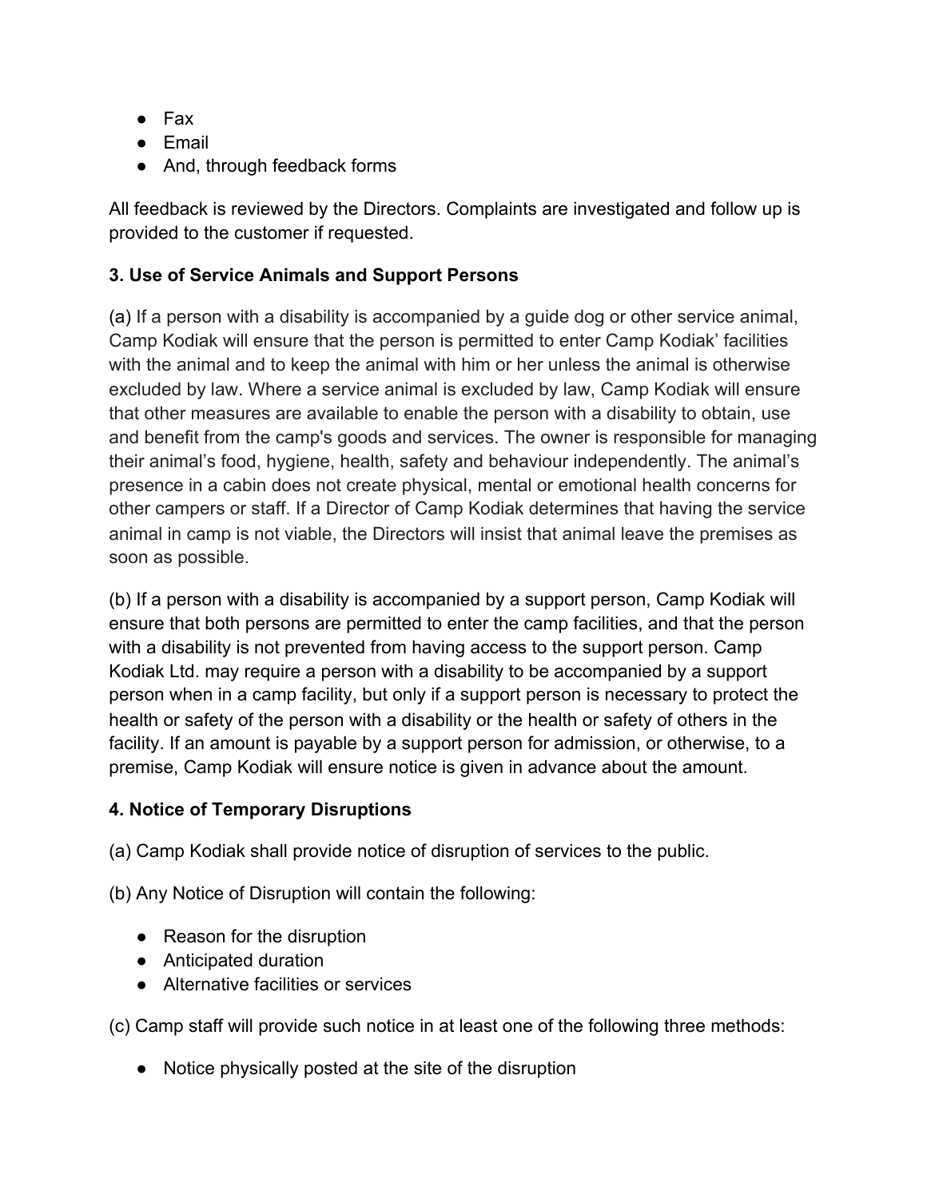- Fax
- Email
- And, through feedback forms

All feedback is reviewed by the Directors. Complaints are investigated and follow up is provided to the customer if requested.

### 3. Use of Service Animals and Support Persons

(a) If a person with a disability is accompanied by a guide dog or other service animal, Camp Kodiak will ensure that the person is permitted to enter Camp Kodiak' facilities with the animal and to keep the animal with him or her unless the animal is otherwise excluded by law. Where a service animal is excluded by law, Camp Kodiak will ensure that other measures are available to enable the person with a disability to obtain, use and benefit from the camp's goods and services. The owner is responsible for managing their animal's food, hygiene, health, safety and behaviour independently. The animal's presence in a cabin does not create physical, mental or emotional health concerns for other campers or staff. If a Director of Camp Kodiak determines that having the service animal in camp is not viable, the Directors will insist that animal leave the premises as soon as possible.

(b) If a person with a disability is accompanied by a support person, Camp Kodiak will ensure that both persons are permitted to enter the camp facilities, and that the person with a disability is not prevented from having access to the support person. Camp Kodiak Ltd. may require a person with a disability to be accompanied by a support person when in a camp facility, but only if a support person is necessary to protect the health or safety of the person with a disability or the health or safety of others in the facility. If an amount is payable by a support person for admission, or otherwise, to a premise, Camp Kodiak will ensure notice is given in advance about the amount.

### 4. Notice of Temporary Disruptions

(a) Camp Kodiak shall provide notice of disruption of services to the public.

(b) Any Notice of Disruption will contain the following:

- Reason for the disruption
- Anticipated duration
- Alternative facilities or services

(c) Camp staff will provide such notice in at least one of the following three methods:

- Notice physically posted at the site of the disruption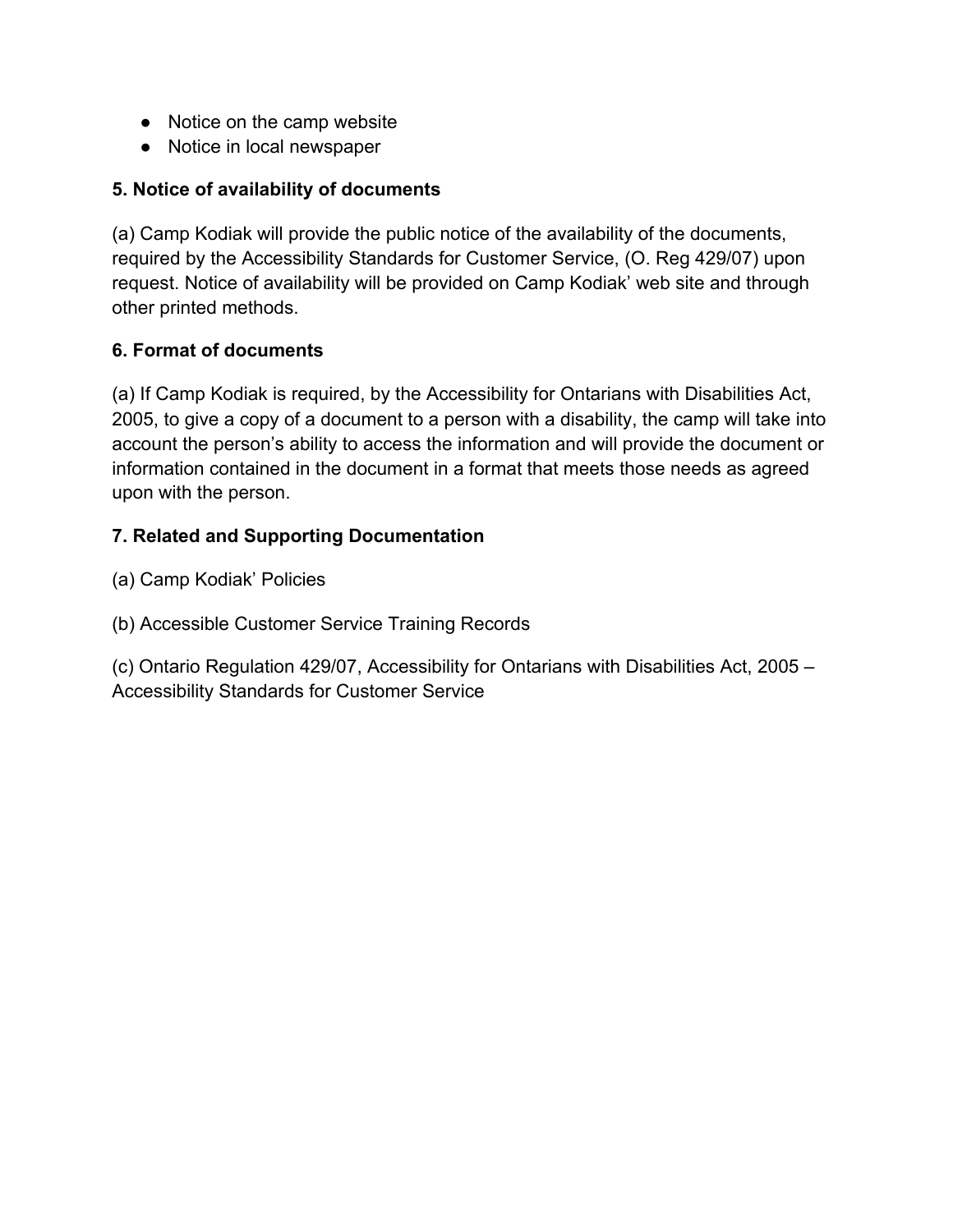- Notice on the camp website
- Notice in local newspaper

**5. Notice of availability of documents**

(a) Camp Kodiak will provide the public notice of the availability of the documents, required by the Accessibility Standards for Customer Service, (O. Reg 429/07) upon request. Notice of availability will be provided on Camp Kodiak' web site and through other printed methods.

**6. Format of documents**

(a) If Camp Kodiak is required, by the Accessibility for Ontarians with Disabilities Act, 2005, to give a copy of a document to a person with a disability, the camp will take into account the person's ability to access the information and will provide the document or information contained in the document in a format that meets those needs as agreed upon with the person.

**7. Related and Supporting Documentation**

(a) Camp Kodiak' Policies

(b) Accessible Customer Service Training Records

(c) Ontario Regulation 429/07, Accessibility for Ontarians with Disabilities Act, 2005 – Accessibility Standards for Customer Service